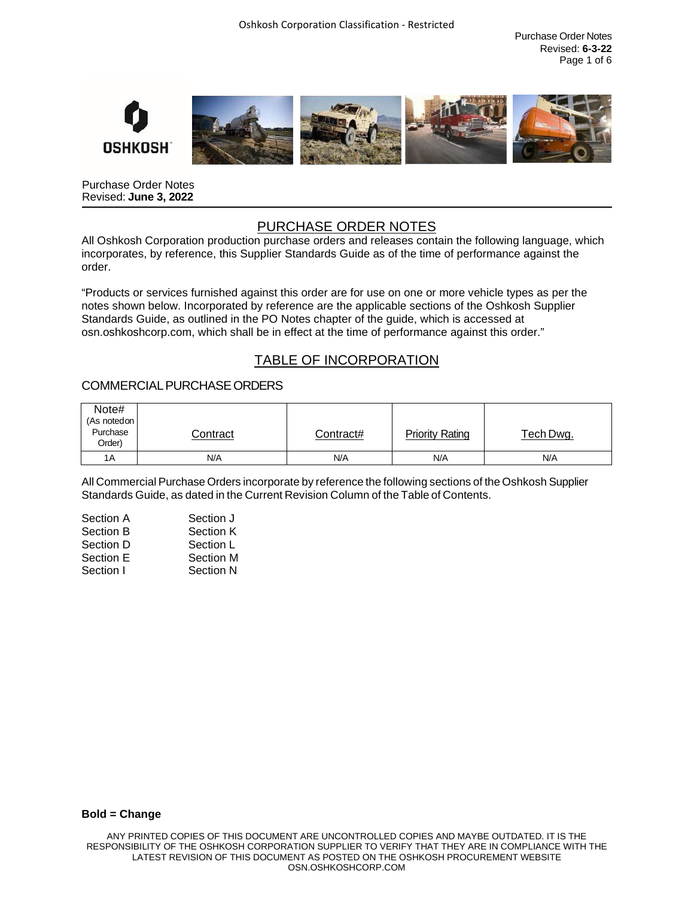Purchase Order Notes
Revised: **June 3, 2022**

# PURCHASE ORDER NOTES

All Oshkosh Corporation production purchase orders and releases contain the following language, which incorporates, by reference, this Supplier Standards Guide as of the time of performance against the order.

"Products or services furnished against this order are for use on one or more vehicle types as per the notes shown below. Incorporated by reference are the applicable sections of the Oshkosh Supplier Standards Guide, as outlined in the PO Notes chapter of the guide, which is accessed at osn.oshkoshcorp.com, which shall be in effect at the time of performance against this order."

## TABLE OF INCORPORATION

### COMMERCIAL PURCHASE ORDERS

| Note# (As noted on Purchase Order) | Contract | Contract# | Priority Rating | Tech Dwg. |
|---|---|---|---|---|
| 1A | N/A | N/A | N/A | N/A |

All Commercial Purchase Orders incorporate by reference the following sections of the Oshkosh Supplier Standards Guide, as dated in the Current Revision Column of the Table of Contents.

| | |
|---|---|
| Section A | Section J |
| Section B | Section K |
| Section D | Section L |
| Section E | Section M |
| Section I | Section N |

**Bold = Change**

ANY PRINTED COPIES OF THIS DOCUMENT ARE UNCONTROLLED COPIES AND MAYBE OUTDATED. IT IS THE RESPONSIBILITY OF THE OSHKOSH CORPORATION SUPPLIER TO VERIFY THAT THEY ARE IN COMPLIANCE WITH THE LATEST REVISION OF THIS DOCUMENT AS POSTED ON THE OSHKOSH PROCUREMENT WEBSITE OSN.OSHKOSHCORP.COM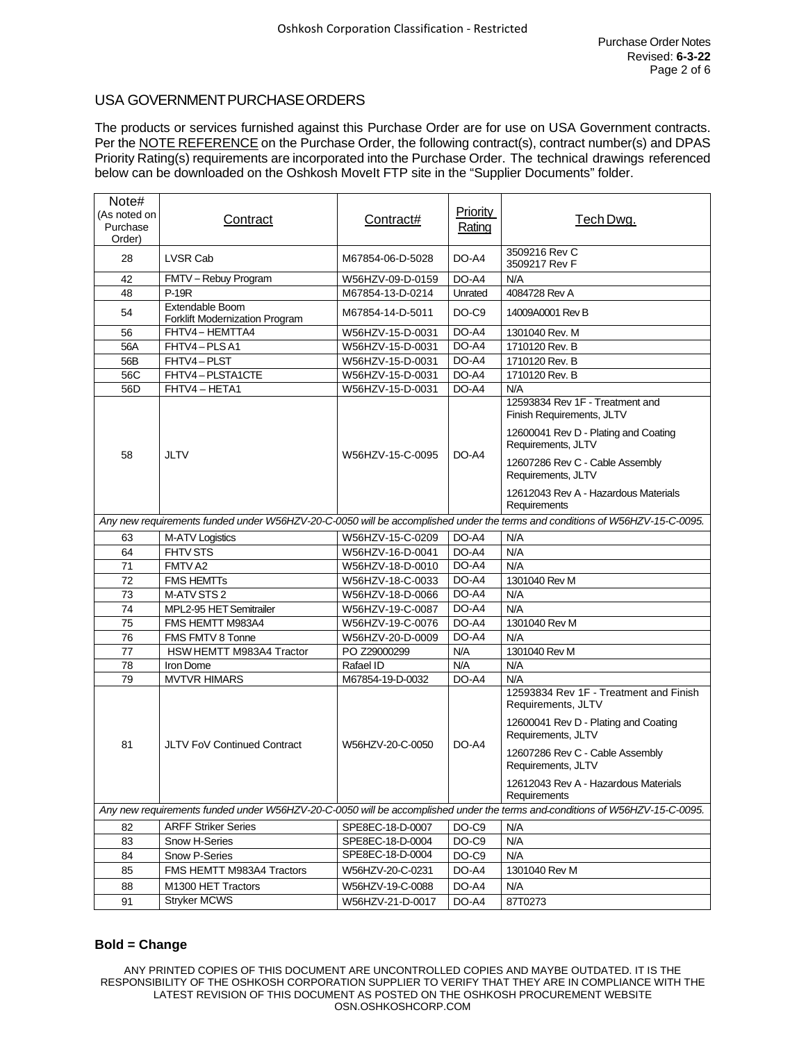## USA GOVERNMENT PURCHASE ORDERS

The products or services furnished against this Purchase Order are for use on USA Government contracts. Per the NOTE REFERENCE on the Purchase Order, the following contract(s), contract number(s) and DPAS Priority Rating(s) requirements are incorporated into the Purchase Order. The technical drawings referenced below can be downloaded on the Oshkosh MoveIt FTP site in the "Supplier Documents" folder.

| Note# (As noted on Purchase Order) | Contract | Contract# | Priority Rating | Tech Dwg. |
|---|---|---|---|---|
| 28 | LVSR Cab | M67854-06-D-5028 | DO-A4 | 3509216 Rev C<br>3509217 Rev F |
| 42 | FMTV – Rebuy Program | W56HZV-09-D-0159 | DO-A4 | N/A |
| 48 | P-19R | M67854-13-D-0214 | Unrated | 4084728 Rev A |
| 54 | Extendable Boom Forklift Modernization Program | M67854-14-D-5011 | DO-C9 | 14009A0001 Rev B |
| 56 | FHTV4 – HEMTTA4 | W56HZV-15-D-0031 | DO-A4 | 1301040 Rev. M |
| 56A | FHTV4 – PLS A1 | W56HZV-15-D-0031 | DO-A4 | 1710120 Rev. B |
| 56B | FHTV4 – PLST | W56HZV-15-D-0031 | DO-A4 | 1710120 Rev. B |
| 56C | FHTV4 – PLSTA1CTE | W56HZV-15-D-0031 | DO-A4 | 1710120 Rev. B |
| 56D | FHTV4 – HETA1 | W56HZV-15-D-0031 | DO-A4 | N/A |
| 58 | JLTV | W56HZV-15-C-0095 | DO-A4 | 12593834 Rev 1F - Treatment and Finish Requirements, JLTV<br>12600041 Rev D - Plating and Coating Requirements, JLTV<br>12607286 Rev C - Cable Assembly Requirements, JLTV<br>12612043 Rev A - Hazardous Materials Requirements |
| *Any new requirements funded under W56HZV-20-C-0050 will be accomplished under the terms and conditions of W56HZV-15-C-0095.* | | | | |
| 63 | M-ATV Logistics | W56HZV-15-C-0209 | DO-A4 | N/A |
| 64 | FHTV STS | W56HZV-16-D-0041 | DO-A4 | N/A |
| 71 | FMTV A2 | W56HZV-18-D-0010 | DO-A4 | N/A |
| 72 | FMS HEMTTs | W56HZV-18-C-0033 | DO-A4 | 1301040 Rev M |
| 73 | M-ATV STS 2 | W56HZV-18-D-0066 | DO-A4 | N/A |
| 74 | MPL2-95 HET Semitrailer | W56HZV-19-C-0087 | DO-A4 | N/A |
| 75 | FMS HEMTT M983A4 | W56HZV-19-C-0076 | DO-A4 | 1301040 Rev M |
| 76 | FMS FMTV 8 Tonne | W56HZV-20-D-0009 | DO-A4 | N/A |
| 77 | HSW HEMTT M983A4 Tractor | PO Z29000299 | N/A | 1301040 Rev M |
| 78 | Iron Dome | Rafael ID | N/A | N/A |
| 79 | MVTVR HIMARS | M67854-19-D-0032 | DO-A4 | N/A |
| 81 | JLTV FoV Continued Contract | W56HZV-20-C-0050 | DO-A4 | 12593834 Rev 1F - Treatment and Finish Requirements, JLTV<br>12600041 Rev D - Plating and Coating Requirements, JLTV<br>12607286 Rev C - Cable Assembly Requirements, JLTV<br>12612043 Rev A - Hazardous Materials Requirements |
| *Any new requirements funded under W56HZV-20-C-0050 will be accomplished under the terms and conditions of W56HZV-15-C-0095.* | | | | |
| 82 | ARFF Striker Series | SPE8EC-18-D-0007 | DO-C9 | N/A |
| 83 | Snow H-Series | SPE8EC-18-D-0004 | DO-C9 | N/A |
| 84 | Snow P-Series | SPE8EC-18-D-0004 | DO-C9 | N/A |
| 85 | FMS HEMTT M983A4 Tractors | W56HZV-20-C-0231 | DO-A4 | 1301040 Rev M |
| 88 | M1300 HET Tractors | W56HZV-19-C-0088 | DO-A4 | N/A |
| 91 | Stryker MCWS | W56HZV-21-D-0017 | DO-A4 | 87T0273 |

**Bold = Change**

ANY PRINTED COPIES OF THIS DOCUMENT ARE UNCONTROLLED COPIES AND MAYBE OUTDATED. IT IS THE RESPONSIBILITY OF THE OSHKOSH CORPORATION SUPPLIER TO VERIFY THAT THEY ARE IN COMPLIANCE WITH THE LATEST REVISION OF THIS DOCUMENT AS POSTED ON THE OSHKOSH PROCUREMENT WEBSITE OSN.OSHKOSHCORP.COM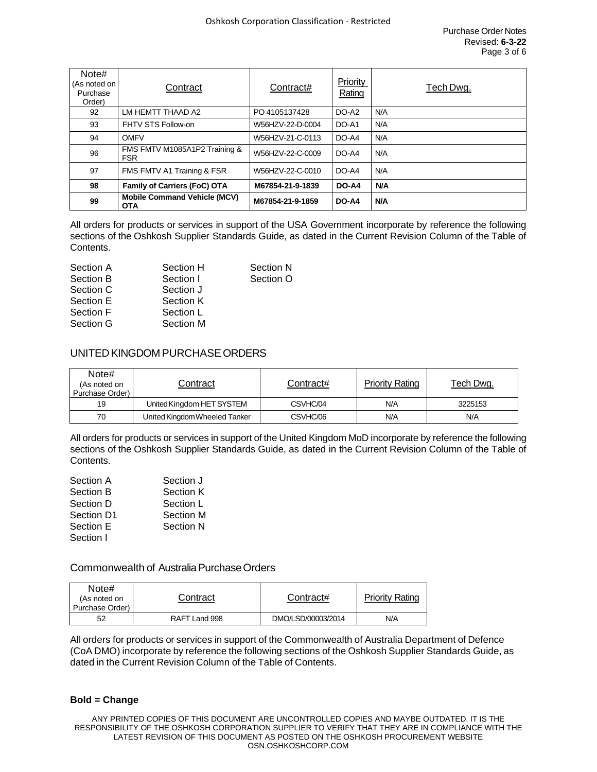| Note# (As noted on Purchase Order) | Contract | Contract# | Priority Rating | Tech Dwg. |
|---|---|---|---|---|
| 92 | LM HEMTT THAAD A2 | PO 4105137428 | DO-A2 | N/A |
| 93 | FHTV STS Follow-on | W56HZV-22-D-0004 | DO-A1 | N/A |
| 94 | OMFV | W56HZV-21-C-0113 | DO-A4 | N/A |
| 96 | FMS FMTV M1085A1P2 Training & FSR | W56HZV-22-C-0009 | DO-A4 | N/A |
| 97 | FMS FMTV A1 Training & FSR | W56HZV-22-C-0010 | DO-A4 | N/A |
| **98** | **Family of Carriers (FoC) OTA** | **M67854-21-9-1839** | **DO-A4** | **N/A** |
| **99** | **Mobile Command Vehicle (MCV) OTA** | **M67854-21-9-1859** | **DO-A4** | **N/A** |

All orders for products or services in support of the USA Government incorporate by reference the following sections of the Oshkosh Supplier Standards Guide, as dated in the Current Revision Column of the Table of Contents.

Section A
Section B
Section C
Section E
Section F
Section G
Section H
Section I
Section J
Section K
Section L
Section M
Section N
Section O

## UNITED KINGDOM PURCHASE ORDERS

| Note# (As noted on Purchase Order) | Contract | Contract# | Priority Rating | Tech Dwg. |
|---|---|---|---|---|
| 19 | United Kingdom HET SYSTEM | CSVHC/04 | N/A | 3225153 |
| 70 | United Kingdom Wheeled Tanker | CSVHC/06 | N/A | N/A |

All orders for products or services in support of the United Kingdom MoD incorporate by reference the following sections of the Oshkosh Supplier Standards Guide, as dated in the Current Revision Column of the Table of Contents.

Section A
Section B
Section D
Section D1
Section E
Section I
Section J
Section K
Section L
Section M
Section N

## Commonwealth of Australia Purchase Orders

| Note# (As noted on Purchase Order) | Contract | Contract# | Priority Rating |
|---|---|---|---|
| 52 | RAFT Land 998 | DMO/LSD/00003/2014 | N/A |

All orders for products or services in support of the Commonwealth of Australia Department of Defence (CoA DMO) incorporate by reference the following sections of the Oshkosh Supplier Standards Guide, as dated in the Current Revision Column of the Table of Contents.

**Bold = Change**

ANY PRINTED COPIES OF THIS DOCUMENT ARE UNCONTROLLED COPIES AND MAYBE OUTDATED. IT IS THE RESPONSIBILITY OF THE OSHKOSH CORPORATION SUPPLIER TO VERIFY THAT THEY ARE IN COMPLIANCE WITH THE LATEST REVISION OF THIS DOCUMENT AS POSTED ON THE OSHKOSH PROCUREMENT WEBSITE OSN.OSHKOSHCORP.COM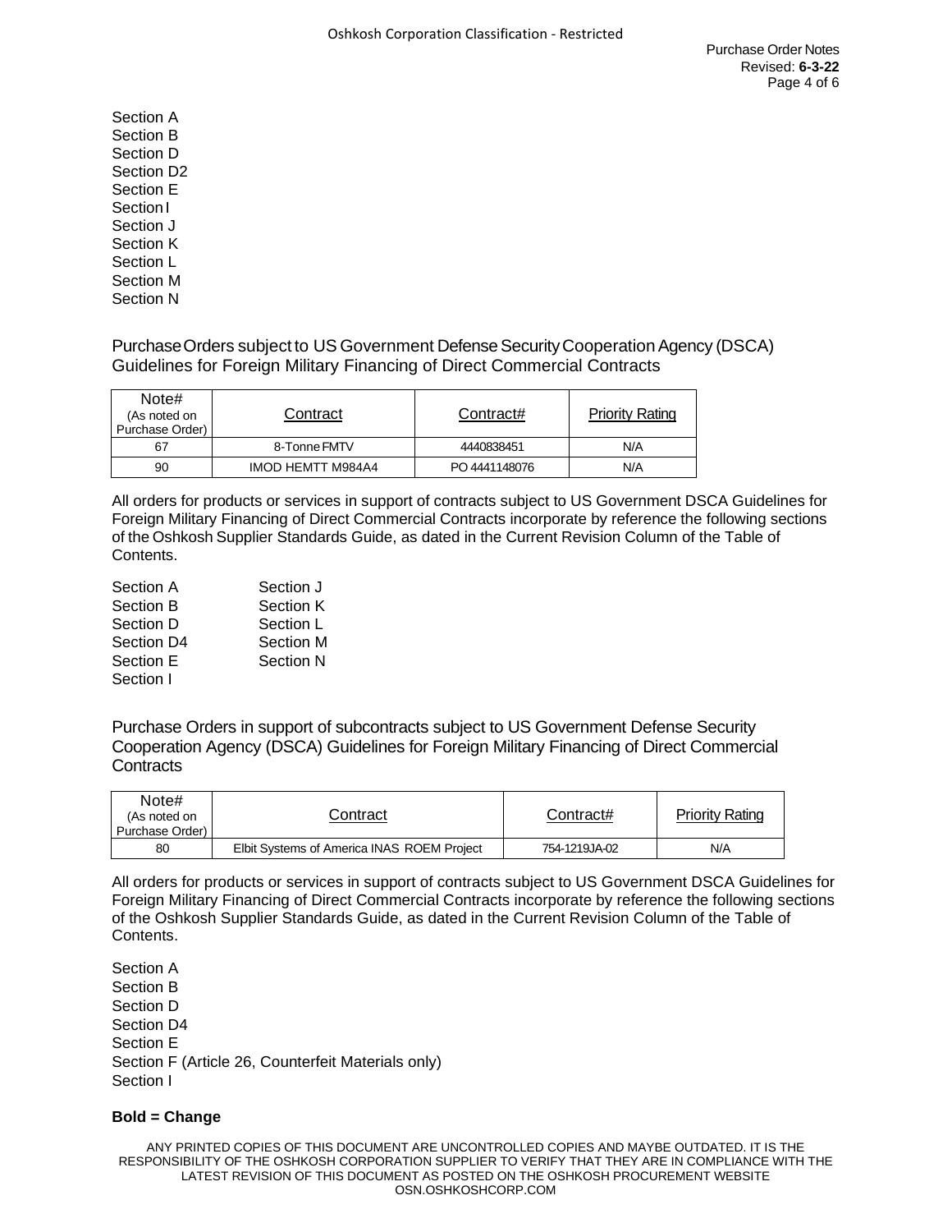Section A
Section B
Section D
Section D2
Section E
Section I
Section J
Section K
Section L
Section M
Section N

## Purchase Orders subject to US Government Defense Security Cooperation Agency (DSCA) Guidelines for Foreign Military Financing of Direct Commercial Contracts

| Note# (As noted on Purchase Order) | Contract | Contract# | Priority Rating |
|---|---|---|---|
| 67 | 8-Tonne FMTV | 4440838451 | N/A |
| 90 | IMOD HEMTT M984A4 | PO 4441148076 | N/A |

All orders for products or services in support of contracts subject to US Government DSCA Guidelines for Foreign Military Financing of Direct Commercial Contracts incorporate by reference the following sections of the Oshkosh Supplier Standards Guide, as dated in the Current Revision Column of the Table of Contents.

Section A
Section B
Section D
Section D4
Section E
Section I
Section J
Section K
Section L
Section M
Section N

## Purchase Orders in support of subcontracts subject to US Government Defense Security Cooperation Agency (DSCA) Guidelines for Foreign Military Financing of Direct Commercial Contracts

| Note# (As noted on Purchase Order) | Contract | Contract# | Priority Rating |
|---|---|---|---|
| 80 | Elbit Systems of America INAS ROEM Project | 754-1219JA-02 | N/A |

All orders for products or services in support of contracts subject to US Government DSCA Guidelines for Foreign Military Financing of Direct Commercial Contracts incorporate by reference the following sections of the Oshkosh Supplier Standards Guide, as dated in the Current Revision Column of the Table of Contents.

Section A
Section B
Section D
Section D4
Section E
Section F (Article 26, Counterfeit Materials only)
Section I

**Bold = Change**

ANY PRINTED COPIES OF THIS DOCUMENT ARE UNCONTROLLED COPIES AND MAYBE OUTDATED. IT IS THE RESPONSIBILITY OF THE OSHKOSH CORPORATION SUPPLIER TO VERIFY THAT THEY ARE IN COMPLIANCE WITH THE LATEST REVISION OF THIS DOCUMENT AS POSTED ON THE OSHKOSH PROCUREMENT WEBSITE OSN.OSHKOSHCORP.COM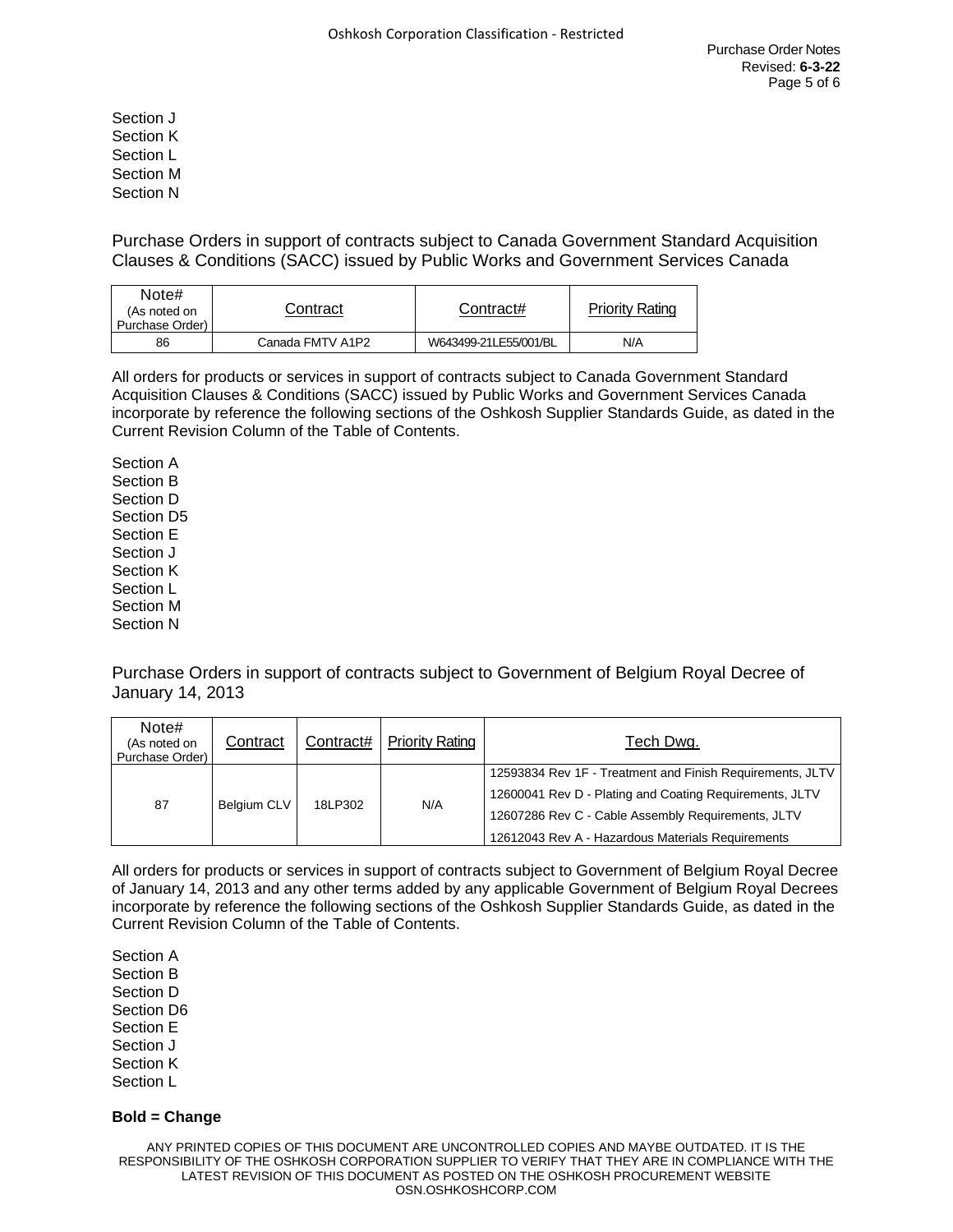Section J
Section K
Section L
Section M
Section N

## Purchase Orders in support of contracts subject to Canada Government Standard Acquisition Clauses & Conditions (SACC) issued by Public Works and Government Services Canada

| Note# (As noted on Purchase Order) | Contract | Contract# | Priority Rating |
|---|---|---|---|
| 86 | Canada FMTV A1P2 | W643499-21LE55/001/BL | N/A |

All orders for products or services in support of contracts subject to Canada Government Standard Acquisition Clauses & Conditions (SACC) issued by Public Works and Government Services Canada incorporate by reference the following sections of the Oshkosh Supplier Standards Guide, as dated in the Current Revision Column of the Table of Contents.

Section A
Section B
Section D
Section D5
Section E
Section J
Section K
Section L
Section M
Section N

## Purchase Orders in support of contracts subject to Government of Belgium Royal Decree of January 14, 2013

| Note# (As noted on Purchase Order) | Contract | Contract# | Priority Rating | Tech Dwg. |
|---|---|---|---|---|
| 87 | Belgium CLV | 18LP302 | N/A | 12593834 Rev 1F - Treatment and Finish Requirements, JLTV<br>12600041 Rev D - Plating and Coating Requirements, JLTV<br>12607286 Rev C - Cable Assembly Requirements, JLTV<br>12612043 Rev A - Hazardous Materials Requirements |

All orders for products or services in support of contracts subject to Government of Belgium Royal Decree of January 14, 2013 and any other terms added by any applicable Government of Belgium Royal Decrees incorporate by reference the following sections of the Oshkosh Supplier Standards Guide, as dated in the Current Revision Column of the Table of Contents.

Section A
Section B
Section D
Section D6
Section E
Section J
Section K
Section L

**Bold = Change**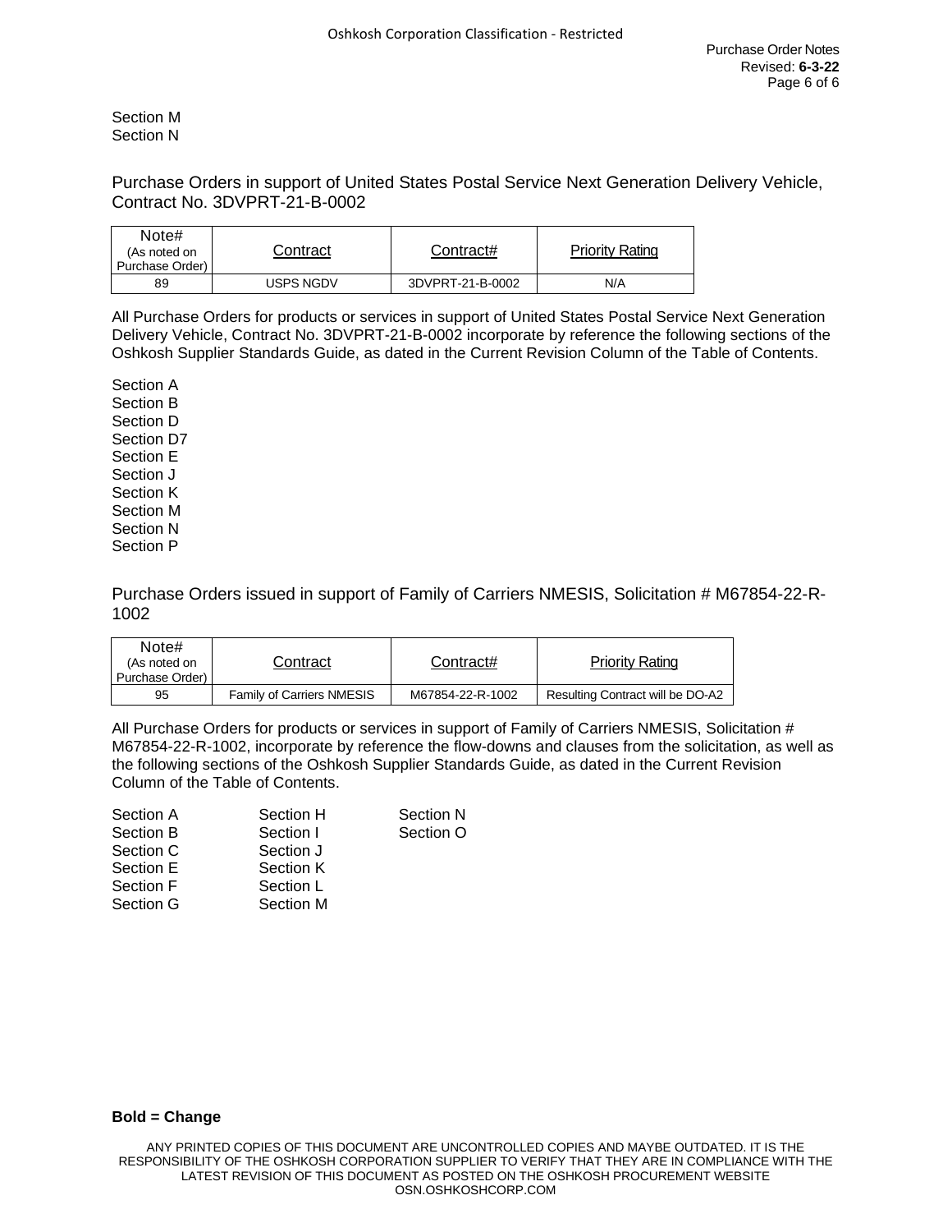Section M
Section N

Purchase Orders in support of United States Postal Service Next Generation Delivery Vehicle, Contract No. 3DVPRT-21-B-0002

| Note# (As noted on Purchase Order) | Contract | Contract# | Priority Rating |
|---|---|---|---|
| 89 | USPS NGDV | 3DVPRT-21-B-0002 | N/A |

All Purchase Orders for products or services in support of United States Postal Service Next Generation Delivery Vehicle, Contract No. 3DVPRT-21-B-0002 incorporate by reference the following sections of the Oshkosh Supplier Standards Guide, as dated in the Current Revision Column of the Table of Contents.

Section A
Section B
Section D
Section D7
Section E
Section J
Section K
Section M
Section N
Section P

Purchase Orders issued in support of Family of Carriers NMESIS, Solicitation # M67854-22-R-1002

| Note# (As noted on Purchase Order) | Contract | Contract# | Priority Rating |
|---|---|---|---|
| 95 | Family of Carriers NMESIS | M67854-22-R-1002 | Resulting Contract will be DO-A2 |

All Purchase Orders for products or services in support of Family of Carriers NMESIS, Solicitation # M67854-22-R-1002, incorporate by reference the flow-downs and clauses from the solicitation, as well as the following sections of the Oshkosh Supplier Standards Guide, as dated in the Current Revision Column of the Table of Contents.

Section A
Section B
Section C
Section E
Section F
Section G
Section H
Section I
Section J
Section K
Section L
Section M
Section N
Section O

**Bold = Change**

ANY PRINTED COPIES OF THIS DOCUMENT ARE UNCONTROLLED COPIES AND MAYBE OUTDATED. IT IS THE RESPONSIBILITY OF THE OSHKOSH CORPORATION SUPPLIER TO VERIFY THAT THEY ARE IN COMPLIANCE WITH THE LATEST REVISION OF THIS DOCUMENT AS POSTED ON THE OSHKOSH PROCUREMENT WEBSITE OSN.OSHKOSHCORP.COM